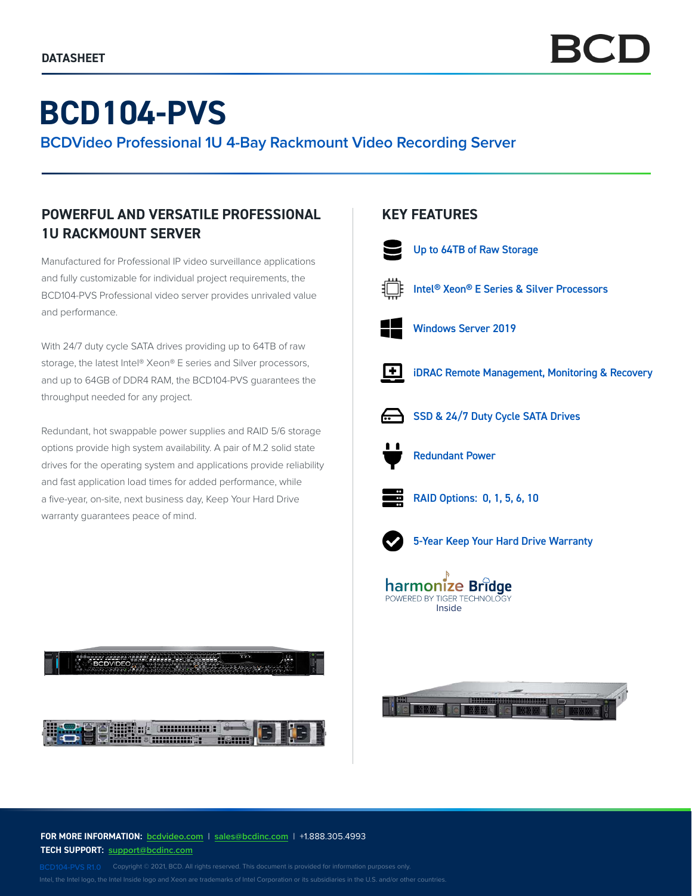DATASHEET

# BCD104-PVS

## BCDVideo Professional 1U 4-Bay Rackmount Video Recording Server

### POWERFUL AND VERSATILE PROFESSIONAL 1U RACKMOUNT SERVER

Manufactured for Professional IP video surveillance applications and fully customizable for individual project requirements, the BCD104-PVS Professional video server provides unrivaled value and performance.

With 24/7 duty cycle SATA drives providing up to 64TB of raw storage, the latest Intel® Xeon® E series and Silver processors, and up to 64GB of DDR4 RAM, the BCD104-PVS guarantees the throughput needed for any project.

Redundant, hot swappable power supplies and RAID 5/6 storage options provide high system availability. A pair of M.2 solid state drives for the operating system and applications provide reliability and fast application load times for added performance, while a five-year, on-site, next business day, Keep Your Hard Drive warranty guarantees peace of mind.

### KEY FEATURES

- Up to 64TB of Raw Storage
- Intel® Xeon® E Series & Silver Processors
- Windows Server 2019
- iDRAC Remote Management, Monitoring & Recovery
- SSD & 24/7 Duty Cycle SATA Drives
- Redundant Power
- RAID Options: 0, 1, 5, 6, 10
- 5-Year Keep Your Hard Drive Warranty

harmonize Bridge
POWERED BY TIGER TECHNOLOGY
Inside

**FOR MORE INFORMATION:** bcdvideo.com | sales@bcdinc.com | +1.888.305.4993
**TECH SUPPORT:** support@bcdinc.com

BCD104-PVS R1.0 Copyright © 2021, BCD. All rights reserved. This document is provided for information purposes only.
Intel, the Intel logo, the Intel Inside logo and Xeon are trademarks of Intel Corporation or its subsidiaries in the U.S. and/or other countries.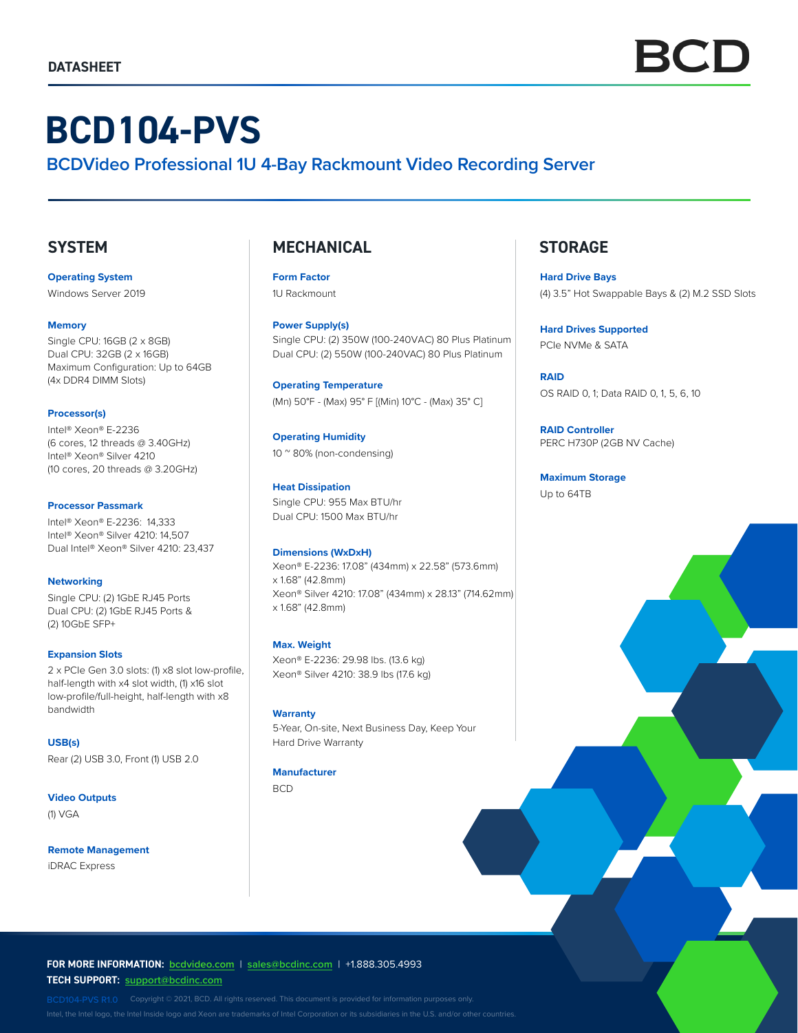DATASHEET

# BCD104-PVS

## BCDVideo Professional 1U 4-Bay Rackmount Video Recording Server

## SYSTEM

**Operating System**

Windows Server 2019

**Memory**

Single CPU: 16GB (2 x 8GB)
Dual CPU: 32GB (2 x 16GB)
Maximum Configuration: Up to 64GB (4x DDR4 DIMM Slots)

**Processor(s)**

Intel® Xeon® E-2236
(6 cores, 12 threads @ 3.40GHz)
Intel® Xeon® Silver 4210
(10 cores, 20 threads @ 3.20GHz)

**Processor Passmark**

Intel® Xeon® E-2236: 14,333
Intel® Xeon® Silver 4210: 14,507
Dual Intel® Xeon® Silver 4210: 23,437

**Networking**

Single CPU: (2) 1GbE RJ45 Ports
Dual CPU: (2) 1GbE RJ45 Ports & (2) 10GbE SFP+

**Expansion Slots**

2 x PCIe Gen 3.0 slots: (1) x8 slot low-profile, half-length with x4 slot width, (1) x16 slot low-profile/full-height, half-length with x8 bandwidth

**USB(s)**

Rear (2) USB 3.0, Front (1) USB 2.0

**Video Outputs**

(1) VGA

**Remote Management**

iDRAC Express

## MECHANICAL

**Form Factor**

1U Rackmount

**Power Supply(s)**

Single CPU: (2) 350W (100-240VAC) 80 Plus Platinum
Dual CPU: (2) 550W (100-240VAC) 80 Plus Platinum

**Operating Temperature**

(Mn) 50°F - (Max) 95° F [(Min) 10°C - (Max) 35° C]

**Operating Humidity**

10 ~ 80% (non-condensing)

**Heat Dissipation**

Single CPU: 955 Max BTU/hr
Dual CPU: 1500 Max BTU/hr

**Dimensions (WxDxH)**

Xeon® E-2236: 17.08" (434mm) x 22.58" (573.6mm) x 1.68" (42.8mm)
Xeon® Silver 4210: 17.08" (434mm) x 28.13" (714.62mm) x 1.68" (42.8mm)

**Max. Weight**

Xeon® E-2236: 29.98 lbs. (13.6 kg)
Xeon® Silver 4210: 38.9 lbs (17.6 kg)

**Warranty**

5-Year, On-site, Next Business Day, Keep Your Hard Drive Warranty

**Manufacturer**

BCD

## STORAGE

**Hard Drive Bays**

(4) 3.5" Hot Swappable Bays & (2) M.2 SSD Slots

**Hard Drives Supported**

PCIe NVMe & SATA

**RAID**

OS RAID 0, 1; Data RAID 0, 1, 5, 6, 10

**RAID Controller**

PERC H730P (2GB NV Cache)

**Maximum Storage**

Up to 64TB

**FOR MORE INFORMATION:** bcdvideo.com | sales@bcdinc.com | +1.888.305.4993
**TECH SUPPORT:** support@bcdinc.com

BCD104-PVS R1.0 Copyright © 2021, BCD. All rights reserved. This document is provided for information purposes only.
Intel, the Intel logo, the Intel Inside logo and Xeon are trademarks of Intel Corporation or its subsidiaries in the U.S. and/or other countries.